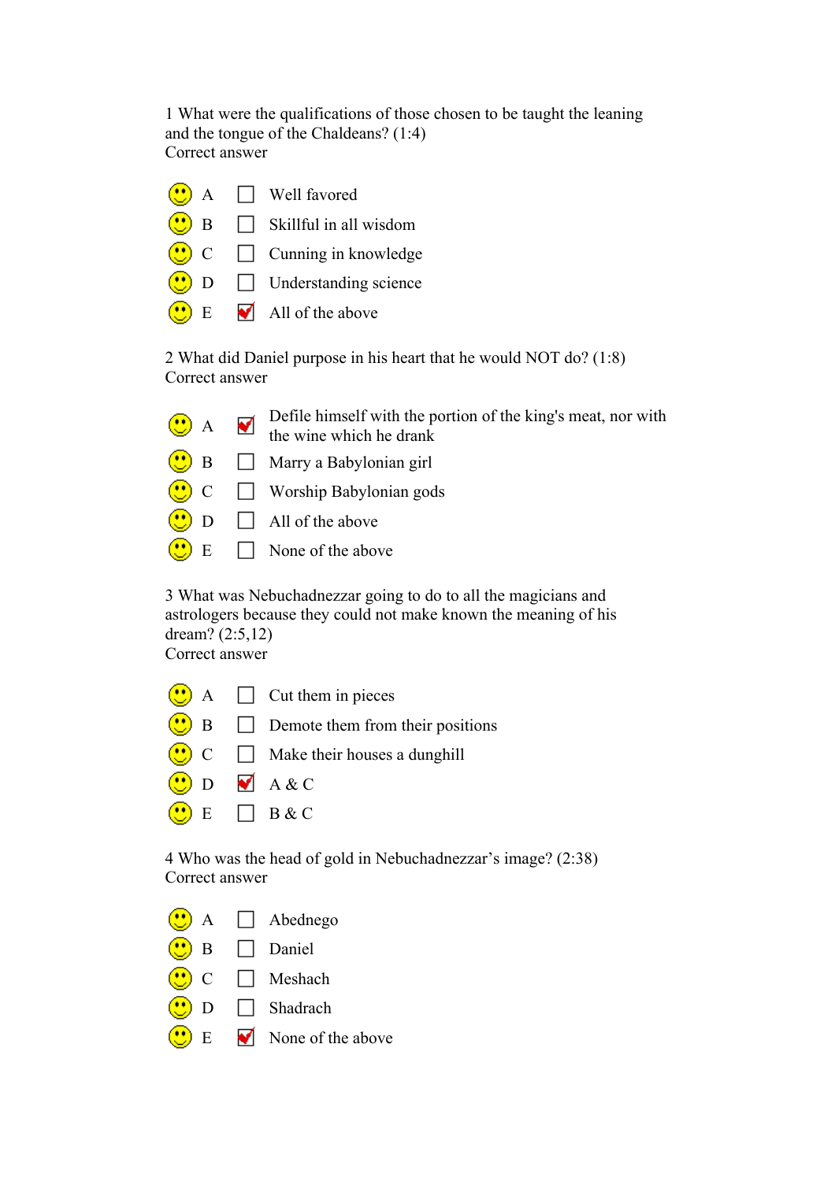1 What were the qualifications of those chosen to be taught the leaning and the tongue of the Chaldeans? (1:4)
Correct answer

- A ☐ Well favored
- B ☐ Skillful in all wisdom
- C ☐ Cunning in knowledge
- D ☐ Understanding science
- E ☑ All of the above

2 What did Daniel purpose in his heart that he would NOT do? (1:8)
Correct answer

- A ☑ Defile himself with the portion of the king's meat, nor with the wine which he drank
- B ☐ Marry a Babylonian girl
- C ☐ Worship Babylonian gods
- D ☐ All of the above
- E ☐ None of the above

3 What was Nebuchadnezzar going to do to all the magicians and astrologers because they could not make known the meaning of his dream? (2:5,12)
Correct answer

- A ☐ Cut them in pieces
- B ☐ Demote them from their positions
- C ☐ Make their houses a dunghill
- D ☑ A & C
- E ☐ B & C

4 Who was the head of gold in Nebuchadnezzar's image? (2:38)
Correct answer

- A ☐ Abednego
- B ☐ Daniel
- C ☐ Meshach
- D ☐ Shadrach
- E ☑ None of the above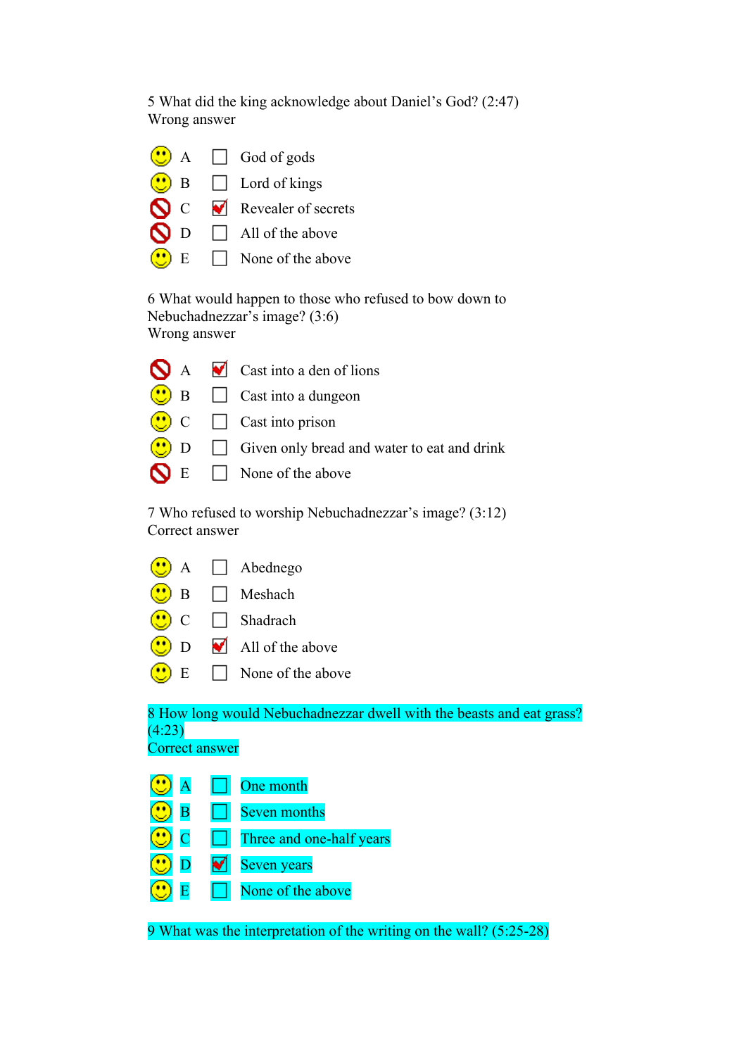5 What did the king acknowledge about Daniel's God? (2:47)
Wrong answer

- A ☐ God of gods
- B ☐ Lord of kings
- C ☑ Revealer of secrets
- D ☐ All of the above
- E ☐ None of the above

6 What would happen to those who refused to bow down to Nebuchadnezzar's image? (3:6)
Wrong answer

- A ☑ Cast into a den of lions
- B ☐ Cast into a dungeon
- C ☐ Cast into prison
- D ☐ Given only bread and water to eat and drink
- E ☐ None of the above

7 Who refused to worship Nebuchadnezzar's image? (3:12)
Correct answer

- A ☐ Abednego
- B ☐ Meshach
- C ☐ Shadrach
- D ☑ All of the above
- E ☐ None of the above

8 How long would Nebuchadnezzar dwell with the beasts and eat grass? (4:23)
Correct answer

- A ☐ One month
- B ☐ Seven months
- C ☐ Three and one-half years
- D ☑ Seven years
- E ☐ None of the above

9 What was the interpretation of the writing on the wall? (5:25-28)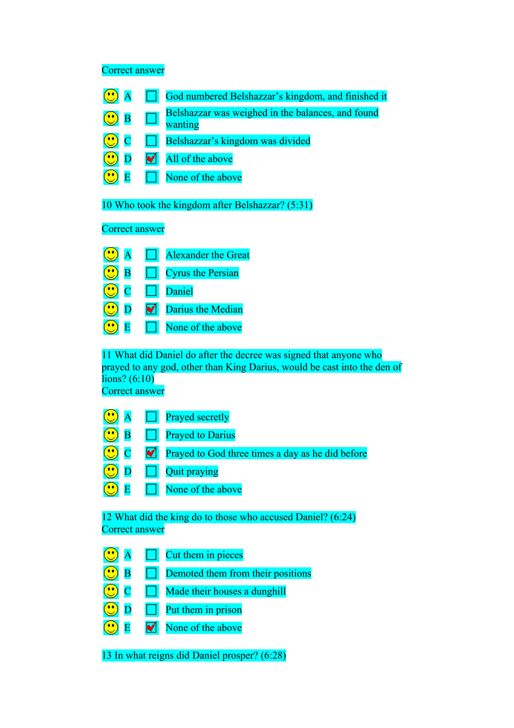Correct answer

- A ☐ God numbered Belshazzar's kingdom, and finished it
- B ☐ Belshazzar was weighed in the balances, and found wanting
- C ☐ Belshazzar's kingdom was divided
- D ☑ All of the above
- E ☐ None of the above

10 Who took the kingdom after Belshazzar? (5:31)

Correct answer

- A ☐ Alexander the Great
- B ☐ Cyrus the Persian
- C ☐ Daniel
- D ☑ Darius the Median
- E ☐ None of the above

11 What did Daniel do after the decree was signed that anyone who prayed to any god, other than King Darius, would be cast into the den of lions? (6:10)
Correct answer

- A ☐ Prayed secretly
- B ☐ Prayed to Darius
- C ☑ Prayed to God three times a day as he did before
- D ☐ Quit praying
- E ☐ None of the above

12 What did the king do to those who accused Daniel? (6:24)
Correct answer

- A ☐ Cut them in pieces
- B ☐ Demoted them from their positions
- C ☐ Made their houses a dunghill
- D ☐ Put them in prison
- E ☑ None of the above

13 In what reigns did Daniel prosper? (6:28)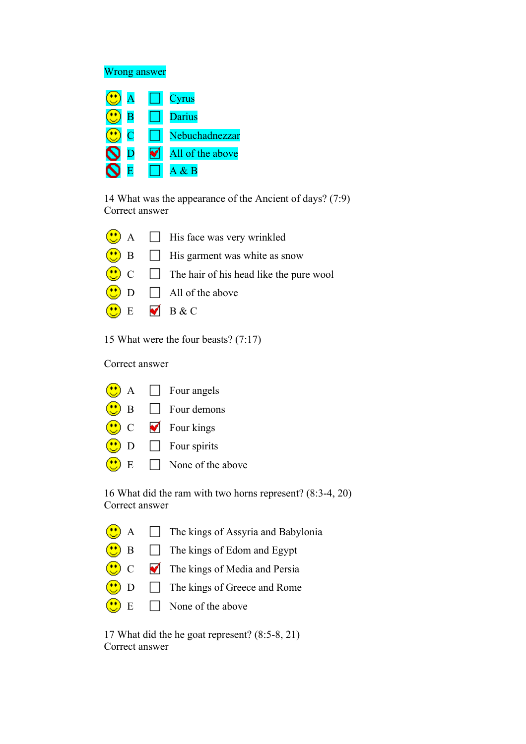Wrong answer

- A ☐ Cyrus
- B ☐ Darius
- C ☐ Nebuchadnezzar
- D ☑ All of the above
- E ☐ A & B

14 What was the appearance of the Ancient of days? (7:9)
Correct answer

- A ☐ His face was very wrinkled
- B ☐ His garment was white as snow
- C ☐ The hair of his head like the pure wool
- D ☐ All of the above
- E ☑ B & C

15 What were the four beasts? (7:17)

Correct answer

- A ☐ Four angels
- B ☐ Four demons
- C ☑ Four kings
- D ☐ Four spirits
- E ☐ None of the above

16 What did the ram with two horns represent? (8:3-4, 20)
Correct answer

- A ☐ The kings of Assyria and Babylonia
- B ☐ The kings of Edom and Egypt
- C ☑ The kings of Media and Persia
- D ☐ The kings of Greece and Rome
- E ☐ None of the above

17 What did the he goat represent? (8:5-8, 21)
Correct answer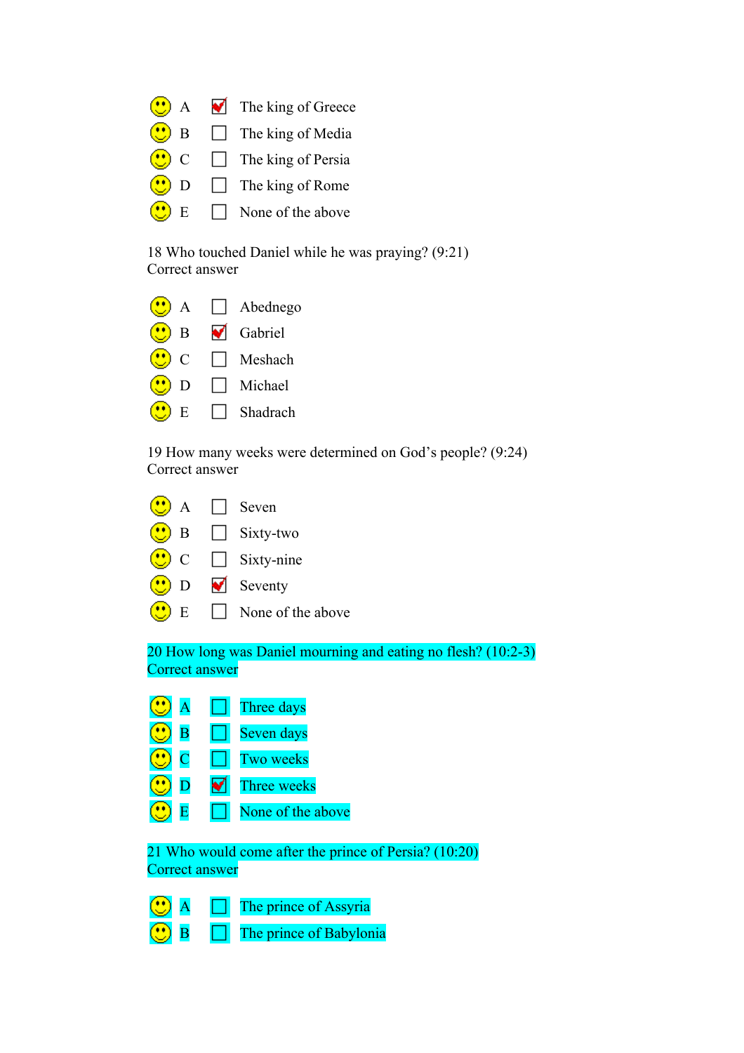- A ☑ The king of Greece
- B ☐ The king of Media
- C ☐ The king of Persia
- D ☐ The king of Rome
- E ☐ None of the above

18 Who touched Daniel while he was praying? (9:21)
Correct answer

- A ☐ Abednego
- B ☑ Gabriel
- C ☐ Meshach
- D ☐ Michael
- E ☐ Shadrach

19 How many weeks were determined on God's people? (9:24)
Correct answer

- A ☐ Seven
- B ☐ Sixty-two
- C ☐ Sixty-nine
- D ☑ Seventy
- E ☐ None of the above

20 How long was Daniel mourning and eating no flesh? (10:2-3)
Correct answer

- A ☐ Three days
- B ☐ Seven days
- C ☐ Two weeks
- D ☑ Three weeks
- E ☐ None of the above

21 Who would come after the prince of Persia? (10:20)
Correct answer

- A ☐ The prince of Assyria
- B ☐ The prince of Babylonia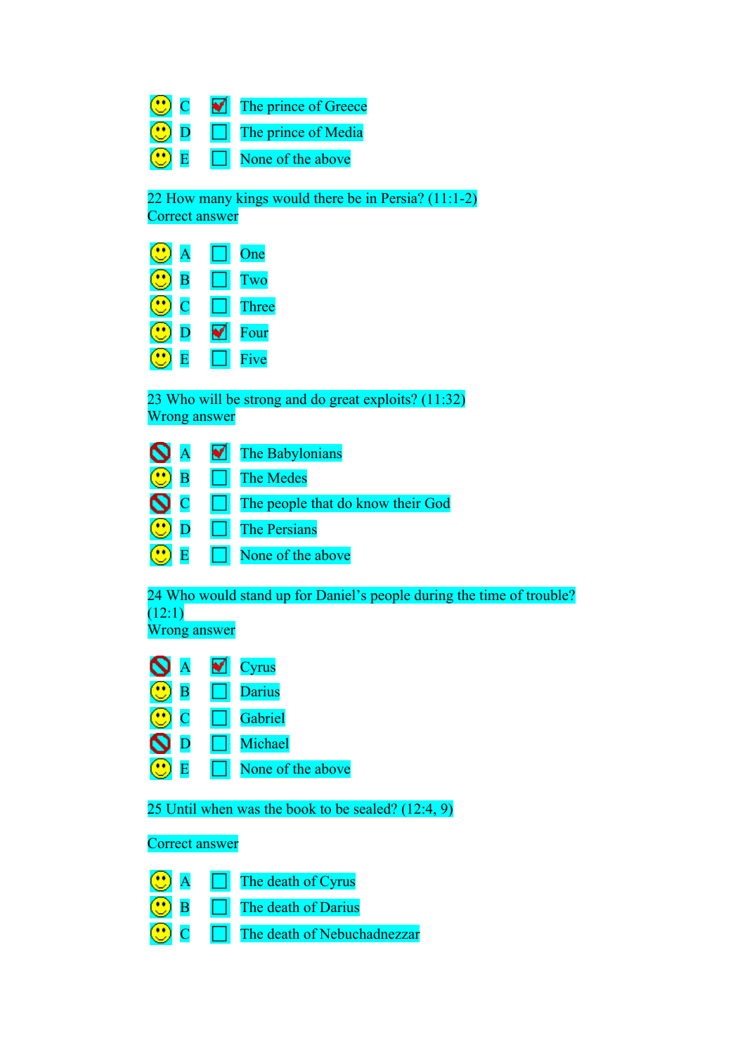- 🙂 C ☑ The prince of Greece
- 🙂 D ☐ The prince of Media
- 🙂 E ☐ None of the above

22 How many kings would there be in Persia? (11:1-2)
Correct answer

- 🙂 A ☐ One
- 🙂 B ☐ Two
- 🙂 C ☐ Three
- 🙂 D ☑ Four
- 🙂 E ☐ Five

23 Who will be strong and do great exploits? (11:32)
Wrong answer

- 🚫 A ☑ The Babylonians
- 🙂 B ☐ The Medes
- 🚫 C ☐ The people that do know their God
- 🙂 D ☐ The Persians
- 🙂 E ☐ None of the above

24 Who would stand up for Daniel's people during the time of trouble? (12:1)
Wrong answer

- 🚫 A ☑ Cyrus
- 🙂 B ☐ Darius
- 🙂 C ☐ Gabriel
- 🚫 D ☐ Michael
- 🙂 E ☐ None of the above

25 Until when was the book to be sealed? (12:4, 9)

Correct answer

- 🙂 A ☐ The death of Cyrus
- 🙂 B ☐ The death of Darius
- 🙂 C ☐ The death of Nebuchadnezzar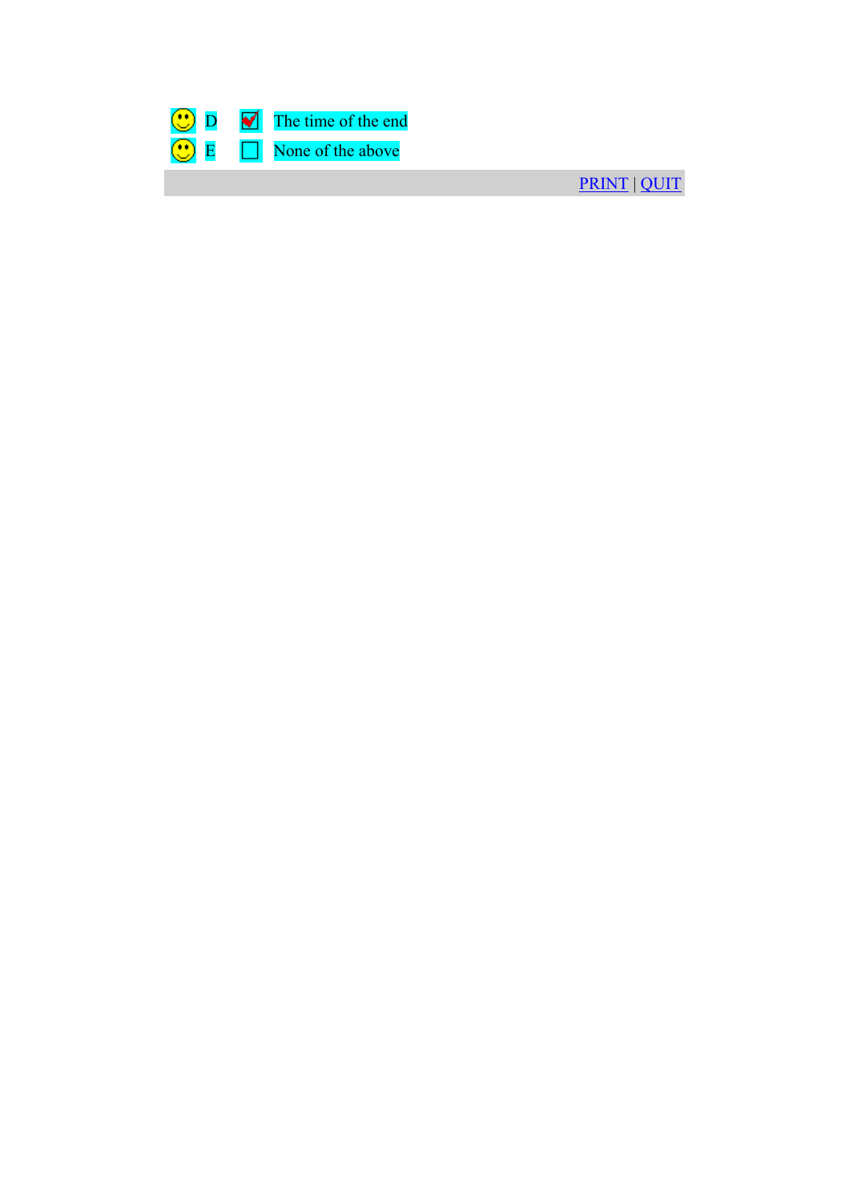| | | | |
|---|---|---|---|
| 🙂 | D | ☑ | The time of the end |
| 🙂 | E | ☐ | None of the above |

PRINT | QUIT